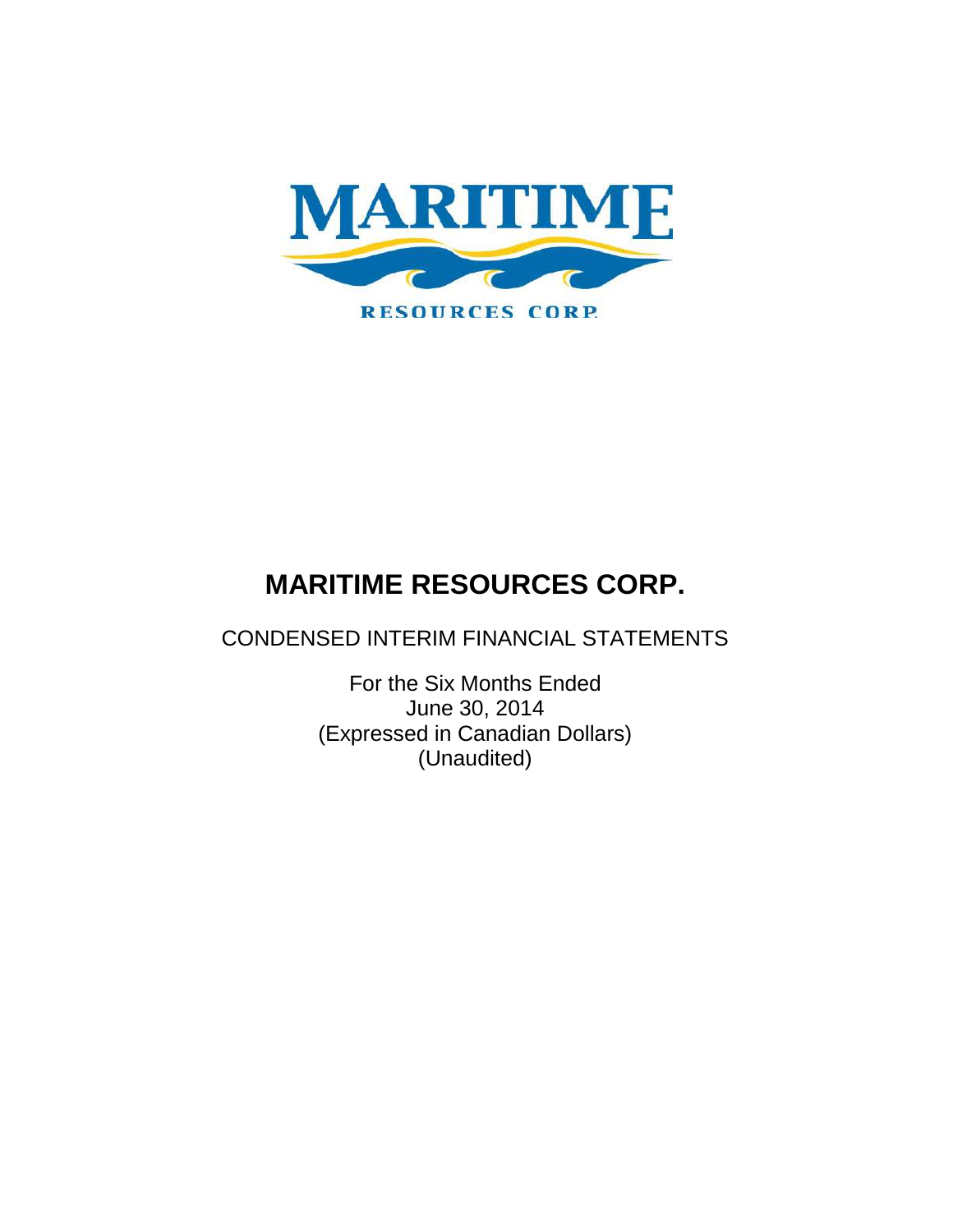MARITIME

RESOURCES CORP.

# MARITIME RESOURCES CORP.

CONDENSED INTERIM FINANCIAL STATEMENTS

For the Six Months Ended
June 30, 2014
(Expressed in Canadian Dollars)
(Unaudited)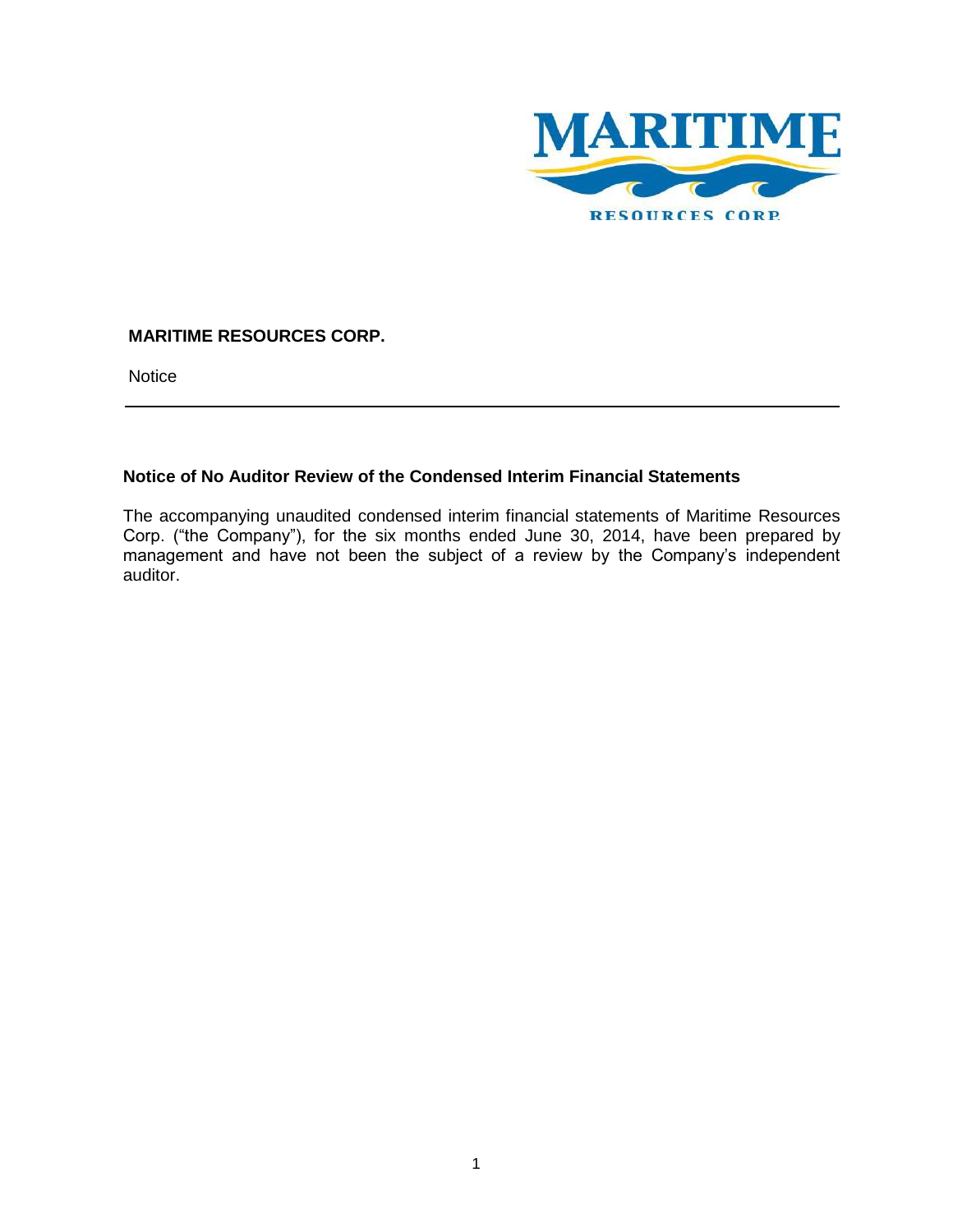**MARITIME RESOURCES CORP.**

Notice

---

**Notice of No Auditor Review of the Condensed Interim Financial Statements**

The accompanying unaudited condensed interim financial statements of Maritime Resources Corp. ("the Company"), for the six months ended June 30, 2014, have been prepared by management and have not been the subject of a review by the Company's independent auditor.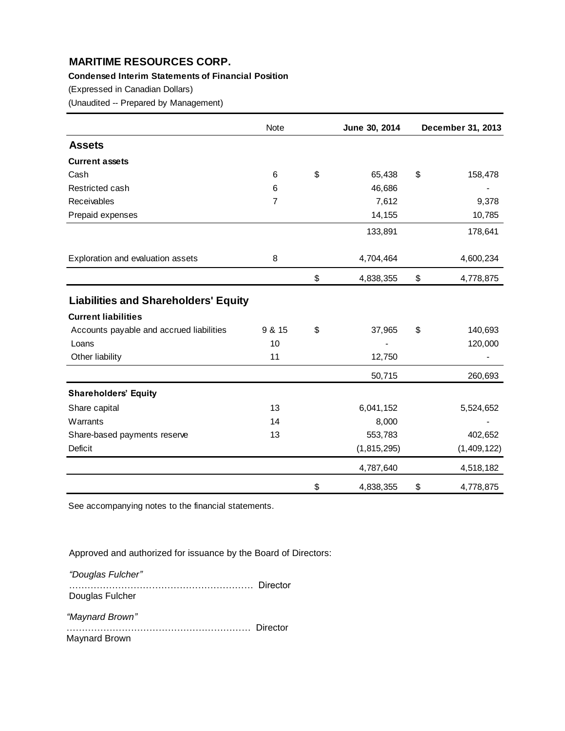# MARITIME RESOURCES CORP.

**Condensed Interim Statements of Financial Position**

(Expressed in Canadian Dollars)

(Unaudited -- Prepared by Management)

| | Note | June 30, 2014 | December 31, 2013 |
|---|---|---|---|
| **Assets** | | | |
| **Current assets** | | | |
| Cash | 6 | $ 65,438 | $ 158,478 |
| Restricted cash | 6 | 46,686 | - |
| Receivables | 7 | 7,612 | 9,378 |
| Prepaid expenses | | 14,155 | 10,785 |
| | | 133,891 | 178,641 |
| Exploration and evaluation assets | 8 | 4,704,464 | 4,600,234 |
| | | $ 4,838,355 | $ 4,778,875 |
| **Liabilities and Shareholders' Equity** | | | |
| **Current liabilities** | | | |
| Accounts payable and accrued liabilities | 9 & 15 | $ 37,965 | $ 140,693 |
| Loans | 10 | - | 120,000 |
| Other liability | 11 | 12,750 | - |
| | | 50,715 | 260,693 |
| **Shareholders' Equity** | | | |
| Share capital | 13 | 6,041,152 | 5,524,652 |
| Warrants | 14 | 8,000 | - |
| Share-based payments reserve | 13 | 553,783 | 402,652 |
| Deficit | | (1,815,295) | (1,409,122) |
| | | 4,787,640 | 4,518,182 |
| | | $ 4,838,355 | $ 4,778,875 |

See accompanying notes to the financial statements.

Approved and authorized for issuance by the Board of Directors:

*"Douglas Fulcher"*
…………………………………………………… Director
Douglas Fulcher

*"Maynard Brown"*
…………………………………………………… Director
Maynard Brown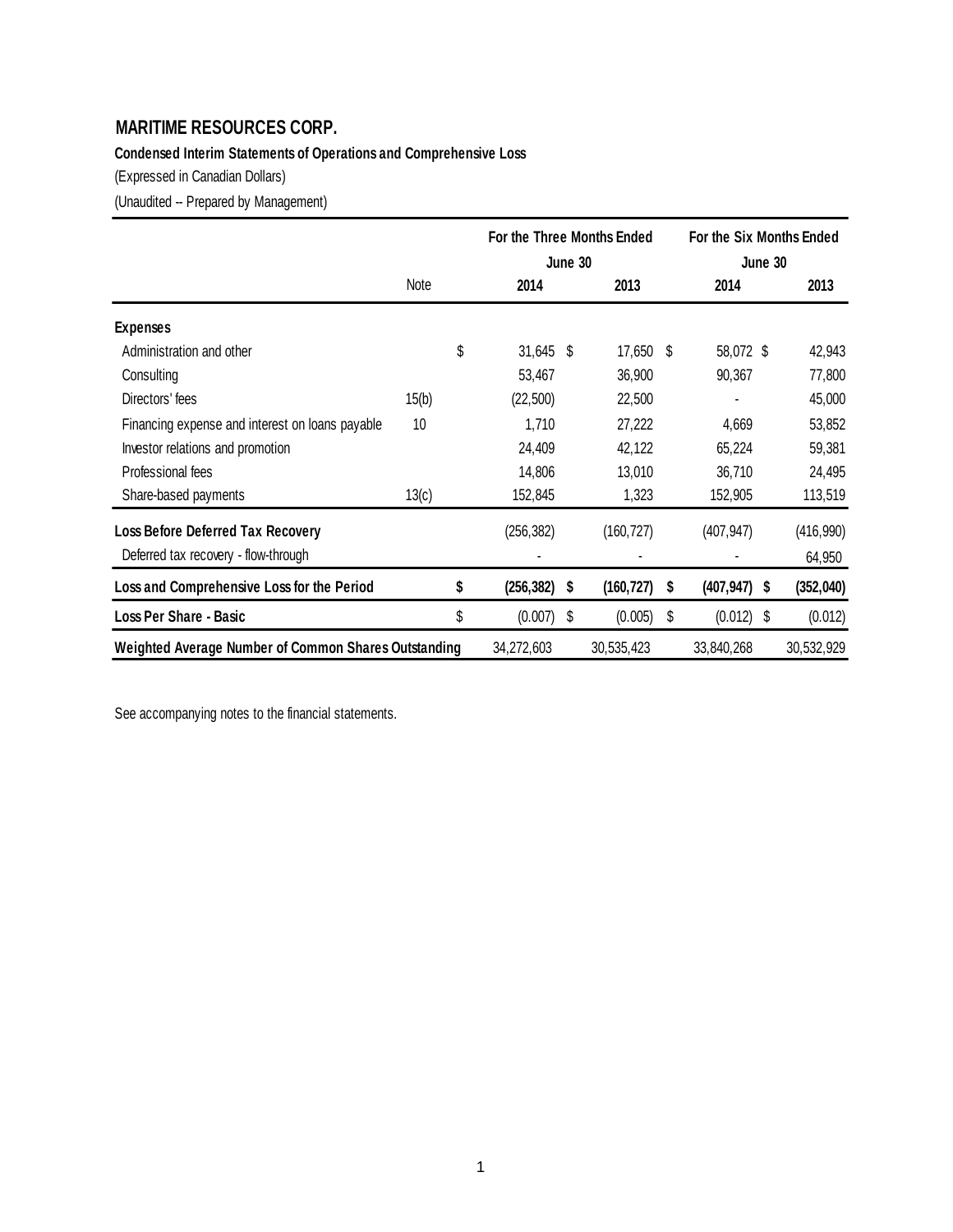# MARITIME RESOURCES CORP.

**Condensed Interim Statements of Operations and Comprehensive Loss**

(Expressed in Canadian Dollars)

(Unaudited -- Prepared by Management)

| | Note | For the Three Months Ended June 30 | | For the Six Months Ended June 30 | |
|---|---|---|---|---|---|
| | | 2014 | 2013 | 2014 | 2013 |
| **Expenses** | | | | | |
| Administration and other | | $ 31,645 | $ 17,650 | $ 58,072 | $ 42,943 |
| Consulting | | 53,467 | 36,900 | 90,367 | 77,800 |
| Directors' fees | 15(b) | (22,500) | 22,500 | - | 45,000 |
| Financing expense and interest on loans payable | 10 | 1,710 | 27,222 | 4,669 | 53,852 |
| Investor relations and promotion | | 24,409 | 42,122 | 65,224 | 59,381 |
| Professional fees | | 14,806 | 13,010 | 36,710 | 24,495 |
| Share-based payments | 13(c) | 152,845 | 1,323 | 152,905 | 113,519 |
| **Loss Before Deferred Tax Recovery** | | (256,382) | (160,727) | (407,947) | (416,990) |
| Deferred tax recovery - flow-through | | - | - | - | 64,950 |
| **Loss and Comprehensive Loss for the Period** | | **$ (256,382)** | **$ (160,727)** | **$ (407,947)** | **$ (352,040)** |
| **Loss Per Share - Basic** | | $ (0.007) | $ (0.005) | $ (0.012) | $ (0.012) |
| **Weighted Average Number of Common Shares Outstanding** | | 34,272,603 | 30,535,423 | 33,840,268 | 30,532,929 |

See accompanying notes to the financial statements.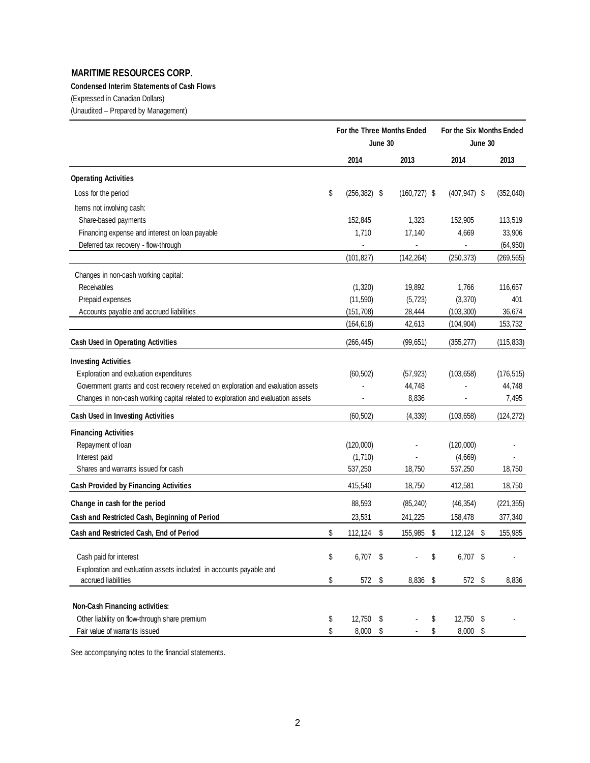**MARITIME RESOURCES CORP.**

**Condensed Interim Statements of Cash Flows**

(Expressed in Canadian Dollars)

(Unaudited -- Prepared by Management)

| | For the Three Months Ended June 30 | | For the Six Months Ended June 30 | |
|---|---|---|---|---|
| | 2014 | 2013 | 2014 | 2013 |
| **Operating Activities** | | | | |
| Loss for the period | $ (256,382) | $ (160,727) | $ (407,947) | $ (352,040) |
| Items not involving cash: | | | | |
| Share-based payments | 152,845 | 1,323 | 152,905 | 113,519 |
| Financing expense and interest on loan payable | 1,710 | 17,140 | 4,669 | 33,906 |
| Deferred tax recovery - flow-through | - | - | - | (64,950) |
| | (101,827) | (142,264) | (250,373) | (269,565) |
| Changes in non-cash working capital: | | | | |
| Receivables | (1,320) | 19,892 | 1,766 | 116,657 |
| Prepaid expenses | (11,590) | (5,723) | (3,370) | 401 |
| Accounts payable and accrued liabilities | (151,708) | 28,444 | (103,300) | 36,674 |
| | (164,618) | 42,613 | (104,904) | 153,732 |
| **Cash Used in Operating Activities** | (266,445) | (99,651) | (355,277) | (115,833) |
| **Investing Activities** | | | | |
| Exploration and evaluation expenditures | (60,502) | (57,923) | (103,658) | (176,515) |
| Government grants and cost recovery received on exploration and evaluation assets | - | 44,748 | - | 44,748 |
| Changes in non-cash working capital related to exploration and evaluation assets | - | 8,836 | - | 7,495 |
| **Cash Used in Investing Activities** | (60,502) | (4,339) | (103,658) | (124,272) |
| **Financing Activities** | | | | |
| Repayment of loan | (120,000) | - | (120,000) | - |
| Interest paid | (1,710) | - | (4,669) | - |
| Shares and warrants issued for cash | 537,250 | 18,750 | 537,250 | 18,750 |
| **Cash Provided by Financing Activities** | 415,540 | 18,750 | 412,581 | 18,750 |
| **Change in cash for the period** | 88,593 | (85,240) | (46,354) | (221,355) |
| **Cash and Restricted Cash, Beginning of Period** | 23,531 | 241,225 | 158,478 | 377,340 |
| **Cash and Restricted Cash, End of Period** | $ 112,124 | $ 155,985 | $ 112,124 | $ 155,985 |
| Cash paid for interest | $ 6,707 | $ - | $ 6,707 | $ - |
| Exploration and evaluation assets included in accounts payable and accrued liabilities | $ 572 | $ 8,836 | $ 572 | $ 8,836 |
| **Non-Cash Financing activities:** | | | | |
| Other liability on flow-through share premium | $ 12,750 | $ - | $ 12,750 | $ - |
| Fair value of warrants issued | $ 8,000 | $ - | $ 8,000 | $ - |

See accompanying notes to the financial statements.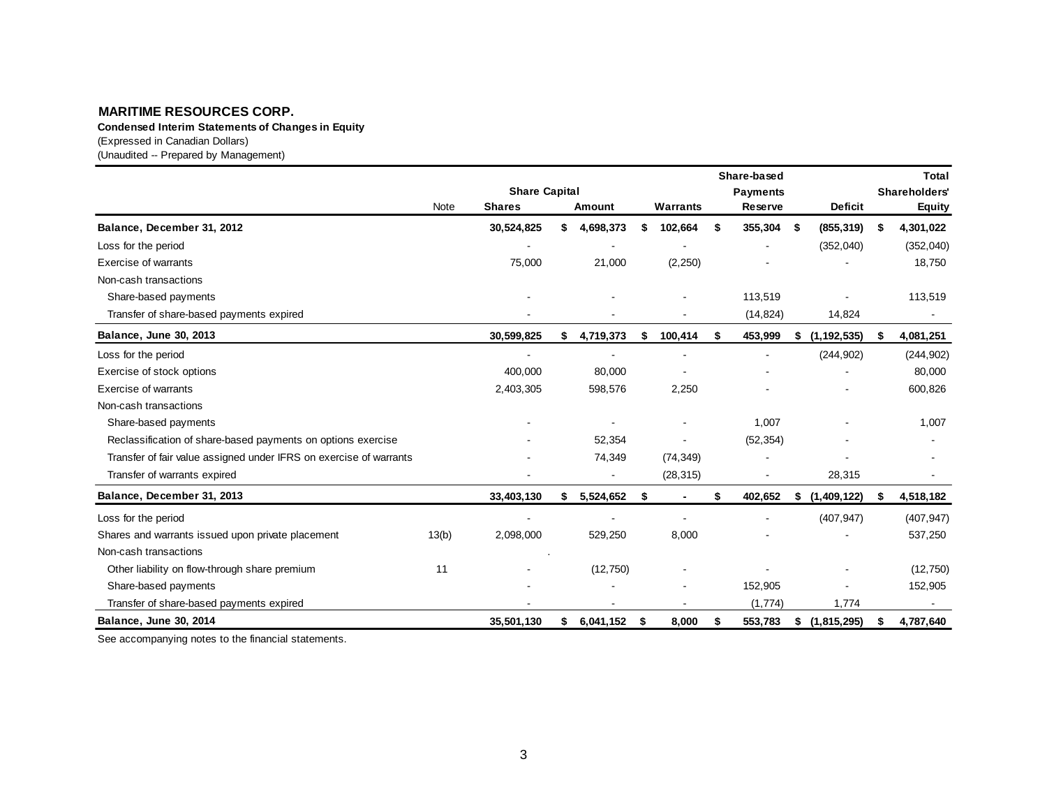**MARITIME RESOURCES CORP.**

**Condensed Interim Statements of Changes in Equity**

(Expressed in Canadian Dollars)

(Unaudited -- Prepared by Management)

| | Note | Share Capital | | | Share-based Payments | | Total Shareholders' |
|---|---|---|---|---|---|---|---|
| | | Shares | Amount | Warrants | Reserve | Deficit | Equity |
| **Balance, December 31, 2012** | | **30,524,825** | **$ 4,698,373** | **$ 102,664** | **$ 355,304** | **$ (855,319)** | **$ 4,301,022** |
| Loss for the period | | - | - | - | - | (352,040) | (352,040) |
| Exercise of warrants | | 75,000 | 21,000 | (2,250) | - | - | 18,750 |
| Non-cash transactions | | | | | | | |
| Share-based payments | | - | - | - | 113,519 | - | 113,519 |
| Transfer of share-based payments expired | | - | - | - | (14,824) | 14,824 | - |
| **Balance, June 30, 2013** | | **30,599,825** | **$ 4,719,373** | **$ 100,414** | **$ 453,999** | **$ (1,192,535)** | **$ 4,081,251** |
| Loss for the period | | - | - | - | - | (244,902) | (244,902) |
| Exercise of stock options | | 400,000 | 80,000 | - | - | - | 80,000 |
| Exercise of warrants | | 2,403,305 | 598,576 | 2,250 | - | - | 600,826 |
| Non-cash transactions | | | | | | | |
| Share-based payments | | - | - | - | 1,007 | - | 1,007 |
| Reclassification of share-based payments on options exercise | | - | 52,354 | - | (52,354) | - | - |
| Transfer of fair value assigned under IFRS on exercise of warrants | | - | 74,349 | (74,349) | - | - | - |
| Transfer of warrants expired | | - | - | (28,315) | - | 28,315 | - |
| **Balance, December 31, 2013** | | **33,403,130** | **$ 5,524,652** | **$ -** | **$ 402,652** | **$ (1,409,122)** | **$ 4,518,182** |
| Loss for the period | | - | - | - | - | (407,947) | (407,947) |
| Shares and warrants issued upon private placement | 13(b) | 2,098,000 | 529,250 | 8,000 | - | - | 537,250 |
| Non-cash transactions | | | | | | | |
| Other liability on flow-through share premium | 11 | - | (12,750) | - | - | - | (12,750) |
| Share-based payments | | - | - | - | 152,905 | - | 152,905 |
| Transfer of share-based payments expired | | - | - | - | (1,774) | 1,774 | - |
| **Balance, June 30, 2014** | | **35,501,130** | **$ 6,041,152** | **$ 8,000** | **$ 553,783** | **$ (1,815,295)** | **$ 4,787,640** |

See accompanying notes to the financial statements.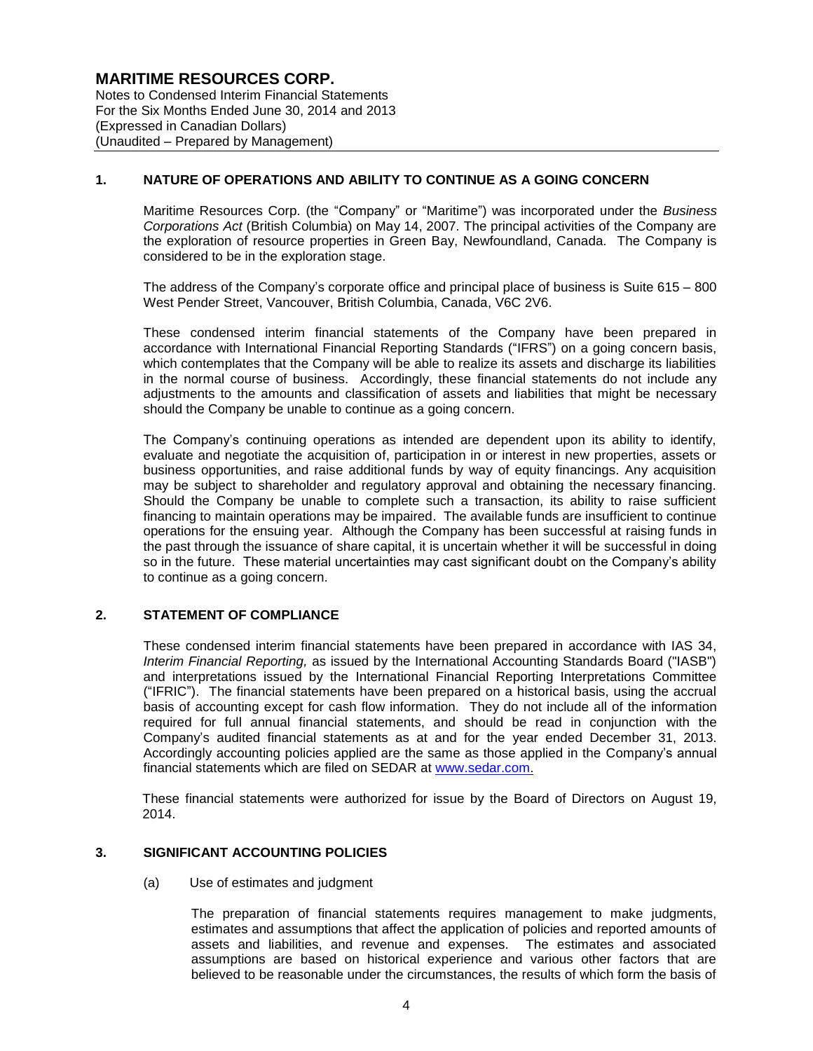## 1. NATURE OF OPERATIONS AND ABILITY TO CONTINUE AS A GOING CONCERN

Maritime Resources Corp. (the "Company" or "Maritime") was incorporated under the *Business Corporations Act* (British Columbia) on May 14, 2007. The principal activities of the Company are the exploration of resource properties in Green Bay, Newfoundland, Canada. The Company is considered to be in the exploration stage.

The address of the Company's corporate office and principal place of business is Suite 615 – 800 West Pender Street, Vancouver, British Columbia, Canada, V6C 2V6.

These condensed interim financial statements of the Company have been prepared in accordance with International Financial Reporting Standards ("IFRS") on a going concern basis, which contemplates that the Company will be able to realize its assets and discharge its liabilities in the normal course of business. Accordingly, these financial statements do not include any adjustments to the amounts and classification of assets and liabilities that might be necessary should the Company be unable to continue as a going concern.

The Company's continuing operations as intended are dependent upon its ability to identify, evaluate and negotiate the acquisition of, participation in or interest in new properties, assets or business opportunities, and raise additional funds by way of equity financings. Any acquisition may be subject to shareholder and regulatory approval and obtaining the necessary financing. Should the Company be unable to complete such a transaction, its ability to raise sufficient financing to maintain operations may be impaired. The available funds are insufficient to continue operations for the ensuing year. Although the Company has been successful at raising funds in the past through the issuance of share capital, it is uncertain whether it will be successful in doing so in the future. These material uncertainties may cast significant doubt on the Company's ability to continue as a going concern.

## 2. STATEMENT OF COMPLIANCE

These condensed interim financial statements have been prepared in accordance with IAS 34, *Interim Financial Reporting,* as issued by the International Accounting Standards Board ("IASB") and interpretations issued by the International Financial Reporting Interpretations Committee ("IFRIC"). The financial statements have been prepared on a historical basis, using the accrual basis of accounting except for cash flow information. They do not include all of the information required for full annual financial statements, and should be read in conjunction with the Company's audited financial statements as at and for the year ended December 31, 2013. Accordingly accounting policies applied are the same as those applied in the Company's annual financial statements which are filed on SEDAR at www.sedar.com.

These financial statements were authorized for issue by the Board of Directors on August 19, 2014.

## 3. SIGNIFICANT ACCOUNTING POLICIES

(a) Use of estimates and judgment

The preparation of financial statements requires management to make judgments, estimates and assumptions that affect the application of policies and reported amounts of assets and liabilities, and revenue and expenses. The estimates and associated assumptions are based on historical experience and various other factors that are believed to be reasonable under the circumstances, the results of which form the basis of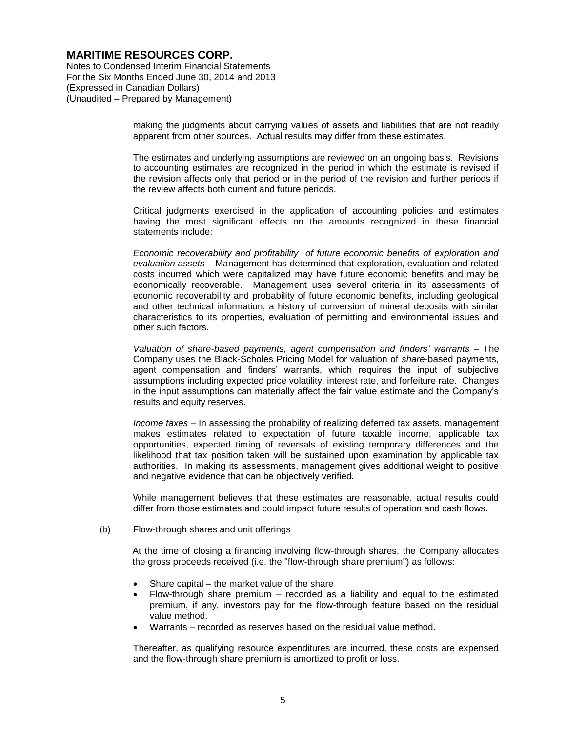making the judgments about carrying values of assets and liabilities that are not readily apparent from other sources. Actual results may differ from these estimates.

The estimates and underlying assumptions are reviewed on an ongoing basis. Revisions to accounting estimates are recognized in the period in which the estimate is revised if the revision affects only that period or in the period of the revision and further periods if the review affects both current and future periods.

Critical judgments exercised in the application of accounting policies and estimates having the most significant effects on the amounts recognized in these financial statements include:

*Economic recoverability and profitability of future economic benefits of exploration and evaluation assets* – Management has determined that exploration, evaluation and related costs incurred which were capitalized may have future economic benefits and may be economically recoverable. Management uses several criteria in its assessments of economic recoverability and probability of future economic benefits, including geological and other technical information, a history of conversion of mineral deposits with similar characteristics to its properties, evaluation of permitting and environmental issues and other such factors.

*Valuation of share-based payments, agent compensation and finders' warrants* – The Company uses the Black-Scholes Pricing Model for valuation of *share*-based payments, agent compensation and finders' warrants, which requires the input of subjective assumptions including expected price volatility, interest rate, and forfeiture rate. Changes in the input assumptions can materially affect the fair value estimate and the Company's results and equity reserves.

*Income taxes* – In assessing the probability of realizing deferred tax assets, management makes estimates related to expectation of future taxable income, applicable tax opportunities, expected timing of reversals of existing temporary differences and the likelihood that tax position taken will be sustained upon examination by applicable tax authorities. In making its assessments, management gives additional weight to positive and negative evidence that can be objectively verified.

While management believes that these estimates are reasonable, actual results could differ from those estimates and could impact future results of operation and cash flows.

(b) Flow-through shares and unit offerings

At the time of closing a financing involving flow-through shares, the Company allocates the gross proceeds received (i.e. the "flow-through share premium") as follows:

- Share capital – the market value of the share
- Flow-through share premium – recorded as a liability and equal to the estimated premium, if any, investors pay for the flow-through feature based on the residual value method.
- Warrants – recorded as reserves based on the residual value method.

Thereafter, as qualifying resource expenditures are incurred, these costs are expensed and the flow-through share premium is amortized to profit or loss.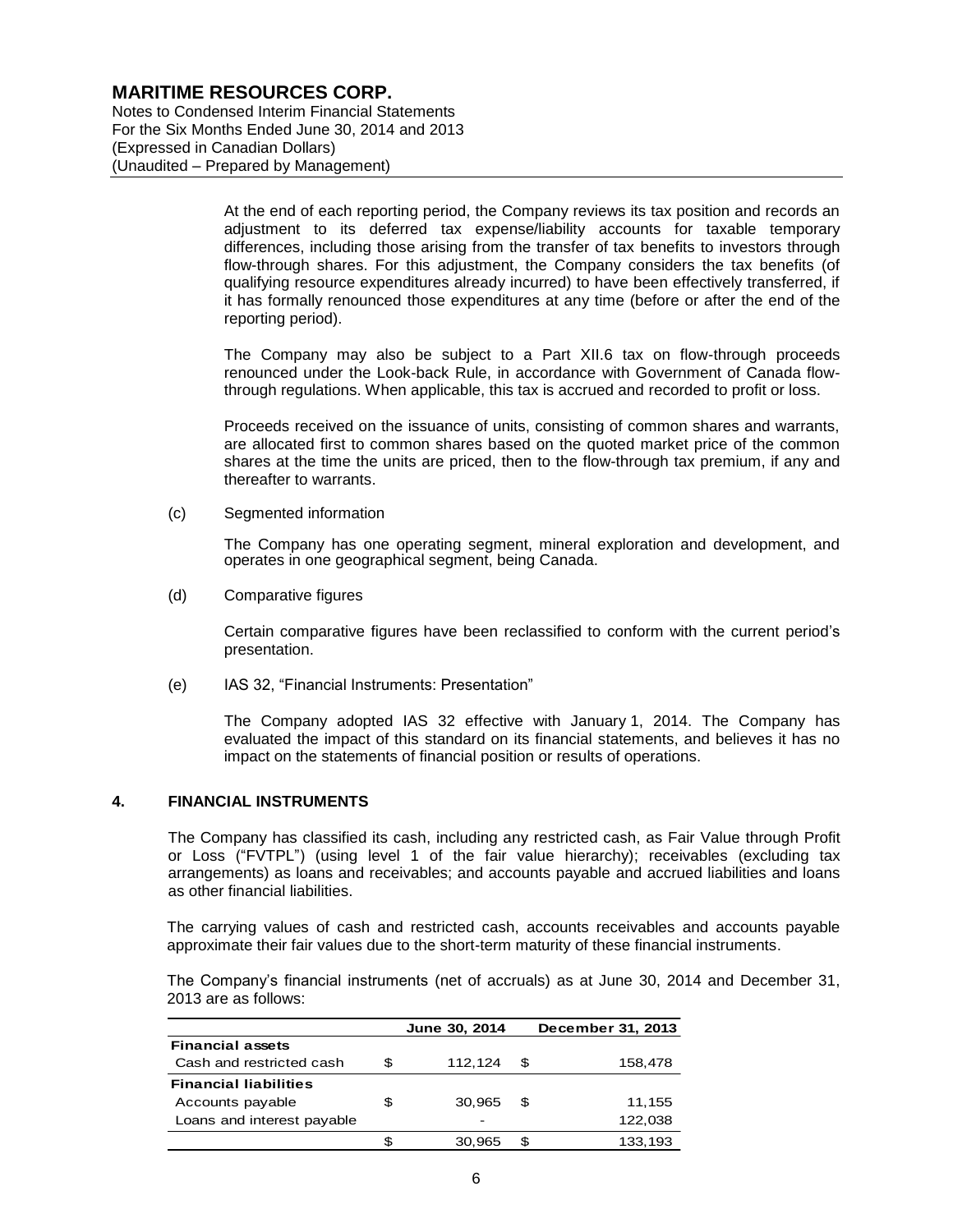At the end of each reporting period, the Company reviews its tax position and records an adjustment to its deferred tax expense/liability accounts for taxable temporary differences, including those arising from the transfer of tax benefits to investors through flow-through shares. For this adjustment, the Company considers the tax benefits (of qualifying resource expenditures already incurred) to have been effectively transferred, if it has formally renounced those expenditures at any time (before or after the end of the reporting period).

The Company may also be subject to a Part XII.6 tax on flow-through proceeds renounced under the Look-back Rule, in accordance with Government of Canada flow-through regulations. When applicable, this tax is accrued and recorded to profit or loss.

Proceeds received on the issuance of units, consisting of common shares and warrants, are allocated first to common shares based on the quoted market price of the common shares at the time the units are priced, then to the flow-through tax premium, if any and thereafter to warrants.

(c) Segmented information

The Company has one operating segment, mineral exploration and development, and operates in one geographical segment, being Canada.

(d) Comparative figures

Certain comparative figures have been reclassified to conform with the current period's presentation.

(e) IAS 32, "Financial Instruments: Presentation"

The Company adopted IAS 32 effective with January 1, 2014. The Company has evaluated the impact of this standard on its financial statements, and believes it has no impact on the statements of financial position or results of operations.

## 4. FINANCIAL INSTRUMENTS

The Company has classified its cash, including any restricted cash, as Fair Value through Profit or Loss ("FVTPL") (using level 1 of the fair value hierarchy); receivables (excluding tax arrangements) as loans and receivables; and accounts payable and accrued liabilities and loans as other financial liabilities.

The carrying values of cash and restricted cash, accounts receivables and accounts payable approximate their fair values due to the short-term maturity of these financial instruments.

The Company's financial instruments (net of accruals) as at June 30, 2014 and December 31, 2013 are as follows:

| | June 30, 2014 | December 31, 2013 |
|---|---|---|
| **Financial assets** | | |
| Cash and restricted cash | $ 112,124 | $ 158,478 |
| **Financial liabilities** | | |
| Accounts payable | $ 30,965 | $ 11,155 |
| Loans and interest payable | - | 122,038 |
| | $ 30,965 | $ 133,193 |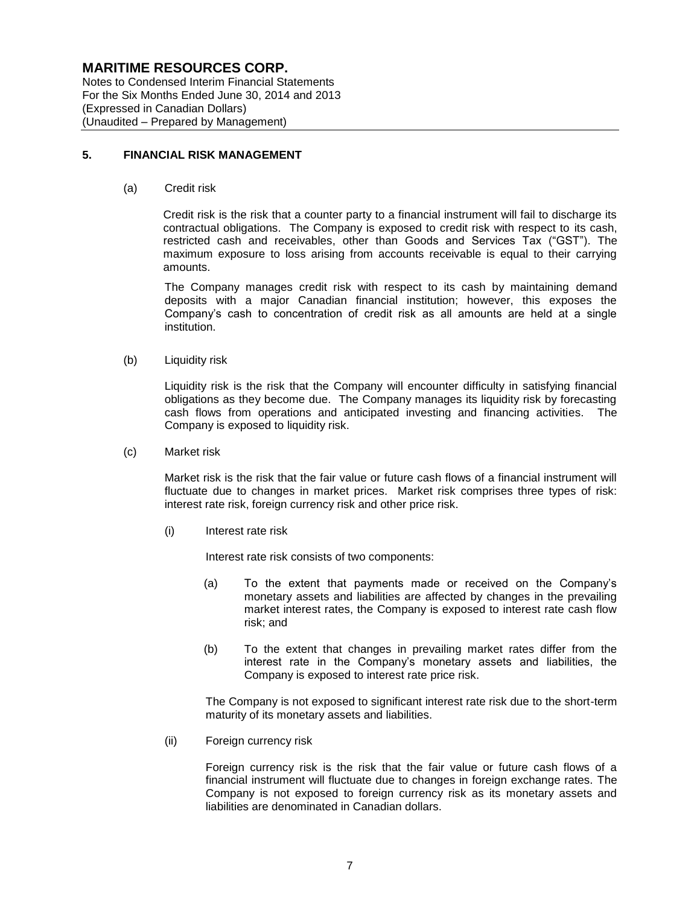## 5. FINANCIAL RISK MANAGEMENT

(a) Credit risk

Credit risk is the risk that a counter party to a financial instrument will fail to discharge its contractual obligations. The Company is exposed to credit risk with respect to its cash, restricted cash and receivables, other than Goods and Services Tax ("GST"). The maximum exposure to loss arising from accounts receivable is equal to their carrying amounts.

The Company manages credit risk with respect to its cash by maintaining demand deposits with a major Canadian financial institution; however, this exposes the Company's cash to concentration of credit risk as all amounts are held at a single institution.

(b) Liquidity risk

Liquidity risk is the risk that the Company will encounter difficulty in satisfying financial obligations as they become due. The Company manages its liquidity risk by forecasting cash flows from operations and anticipated investing and financing activities. The Company is exposed to liquidity risk.

(c) Market risk

Market risk is the risk that the fair value or future cash flows of a financial instrument will fluctuate due to changes in market prices. Market risk comprises three types of risk: interest rate risk, foreign currency risk and other price risk.

(i) Interest rate risk

Interest rate risk consists of two components:

(a) To the extent that payments made or received on the Company's monetary assets and liabilities are affected by changes in the prevailing market interest rates, the Company is exposed to interest rate cash flow risk; and

(b) To the extent that changes in prevailing market rates differ from the interest rate in the Company's monetary assets and liabilities, the Company is exposed to interest rate price risk.

The Company is not exposed to significant interest rate risk due to the short-term maturity of its monetary assets and liabilities.

(ii) Foreign currency risk

Foreign currency risk is the risk that the fair value or future cash flows of a financial instrument will fluctuate due to changes in foreign exchange rates. The Company is not exposed to foreign currency risk as its monetary assets and liabilities are denominated in Canadian dollars.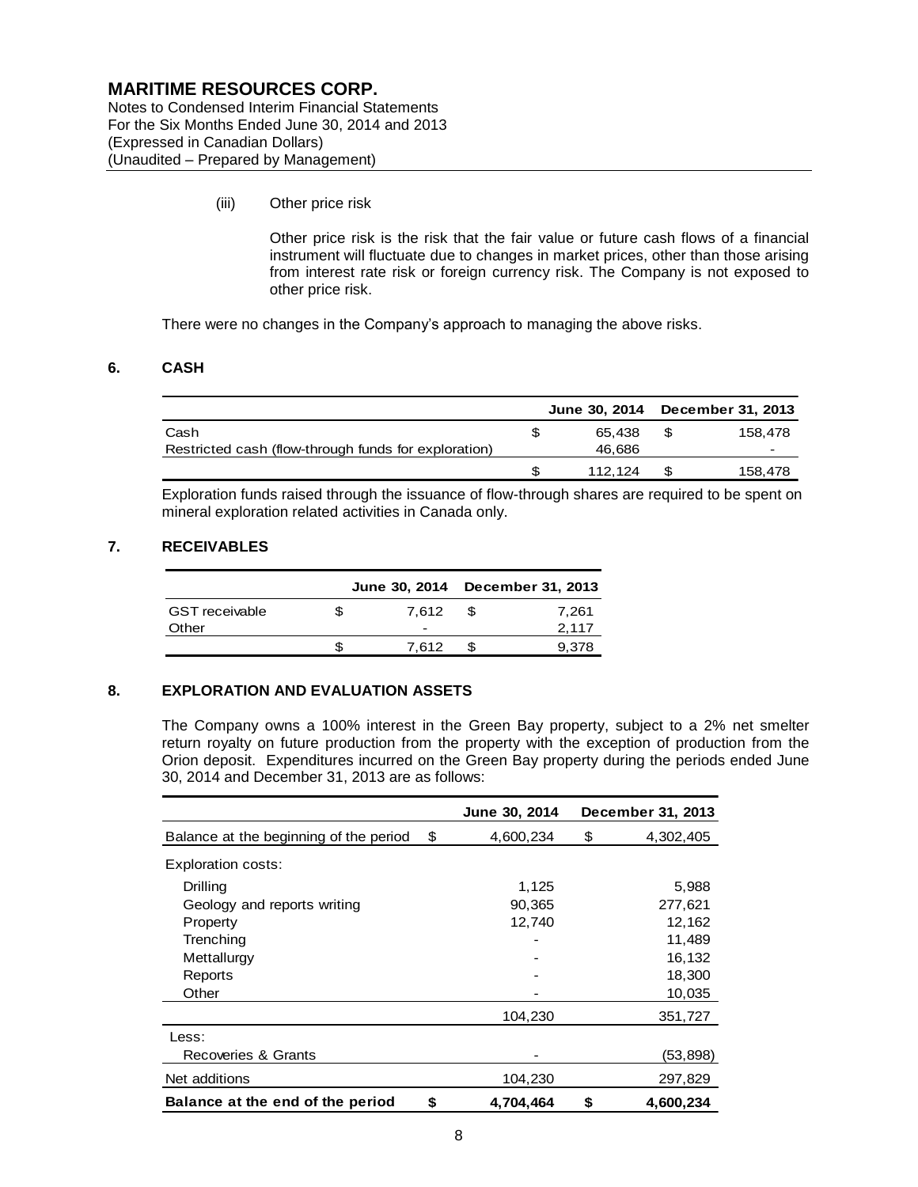(iii) Other price risk

Other price risk is the risk that the fair value or future cash flows of a financial instrument will fluctuate due to changes in market prices, other than those arising from interest rate risk or foreign currency risk. The Company is not exposed to other price risk.

There were no changes in the Company's approach to managing the above risks.

## 6. CASH

| | June 30, 2014 | December 31, 2013 |
|---|---|---|
| Cash | $ 65,438 | $ 158,478 |
| Restricted cash (flow-through funds for exploration) | 46,686 | - |
| | $ 112,124 | $ 158,478 |

Exploration funds raised through the issuance of flow-through shares are required to be spent on mineral exploration related activities in Canada only.

## 7. RECEIVABLES

| | June 30, 2014 | December 31, 2013 |
|---|---|---|
| GST receivable | $ 7,612 | $ 7,261 |
| Other | - | 2,117 |
| | $ 7,612 | $ 9,378 |

## 8. EXPLORATION AND EVALUATION ASSETS

The Company owns a 100% interest in the Green Bay property, subject to a 2% net smelter return royalty on future production from the property with the exception of production from the Orion deposit. Expenditures incurred on the Green Bay property during the periods ended June 30, 2014 and December 31, 2013 are as follows:

| | June 30, 2014 | December 31, 2013 |
|---|---|---|
| Balance at the beginning of the period | $ 4,600,234 | $ 4,302,405 |
| Exploration costs: | | |
| Drilling | 1,125 | 5,988 |
| Geology and reports writing | 90,365 | 277,621 |
| Property | 12,740 | 12,162 |
| Trenching | - | 11,489 |
| Mettallurgy | - | 16,132 |
| Reports | - | 18,300 |
| Other | - | 10,035 |
| | 104,230 | 351,727 |
| Less: | | |
| Recoveries & Grants | - | (53,898) |
| Net additions | 104,230 | 297,829 |
| **Balance at the end of the period** | **$ 4,704,464** | **$ 4,600,234** |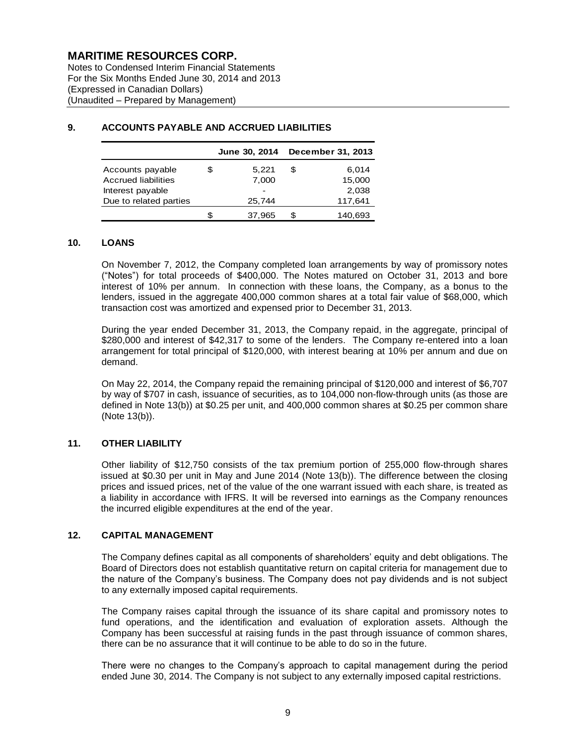# MARITIME RESOURCES CORP.

Notes to Condensed Interim Financial Statements
For the Six Months Ended June 30, 2014 and 2013
(Expressed in Canadian Dollars)
(Unaudited – Prepared by Management)

## 9. ACCOUNTS PAYABLE AND ACCRUED LIABILITIES

| | June 30, 2014 | December 31, 2013 |
|---|---|---|
| Accounts payable | $ 5,221 | $ 6,014 |
| Accrued liabilities | 7,000 | 15,000 |
| Interest payable | - | 2,038 |
| Due to related parties | 25,744 | 117,641 |
| | $ 37,965 | $ 140,693 |

## 10. LOANS

On November 7, 2012, the Company completed loan arrangements by way of promissory notes ("Notes") for total proceeds of $400,000. The Notes matured on October 31, 2013 and bore interest of 10% per annum. In connection with these loans, the Company, as a bonus to the lenders, issued in the aggregate 400,000 common shares at a total fair value of $68,000, which transaction cost was amortized and expensed prior to December 31, 2013.

During the year ended December 31, 2013, the Company repaid, in the aggregate, principal of $280,000 and interest of $42,317 to some of the lenders. The Company re-entered into a loan arrangement for total principal of $120,000, with interest bearing at 10% per annum and due on demand.

On May 22, 2014, the Company repaid the remaining principal of $120,000 and interest of $6,707 by way of $707 in cash, issuance of securities, as to 104,000 non-flow-through units (as those are defined in Note 13(b)) at $0.25 per unit, and 400,000 common shares at $0.25 per common share (Note 13(b)).

## 11. OTHER LIABILITY

Other liability of $12,750 consists of the tax premium portion of 255,000 flow-through shares issued at $0.30 per unit in May and June 2014 (Note 13(b)). The difference between the closing prices and issued prices, net of the value of the one warrant issued with each share, is treated as a liability in accordance with IFRS. It will be reversed into earnings as the Company renounces the incurred eligible expenditures at the end of the year.

## 12. CAPITAL MANAGEMENT

The Company defines capital as all components of shareholders' equity and debt obligations. The Board of Directors does not establish quantitative return on capital criteria for management due to the nature of the Company's business. The Company does not pay dividends and is not subject to any externally imposed capital requirements.

The Company raises capital through the issuance of its share capital and promissory notes to fund operations, and the identification and evaluation of exploration assets. Although the Company has been successful at raising funds in the past through issuance of common shares, there can be no assurance that it will continue to be able to do so in the future.

There were no changes to the Company's approach to capital management during the period ended June 30, 2014. The Company is not subject to any externally imposed capital restrictions.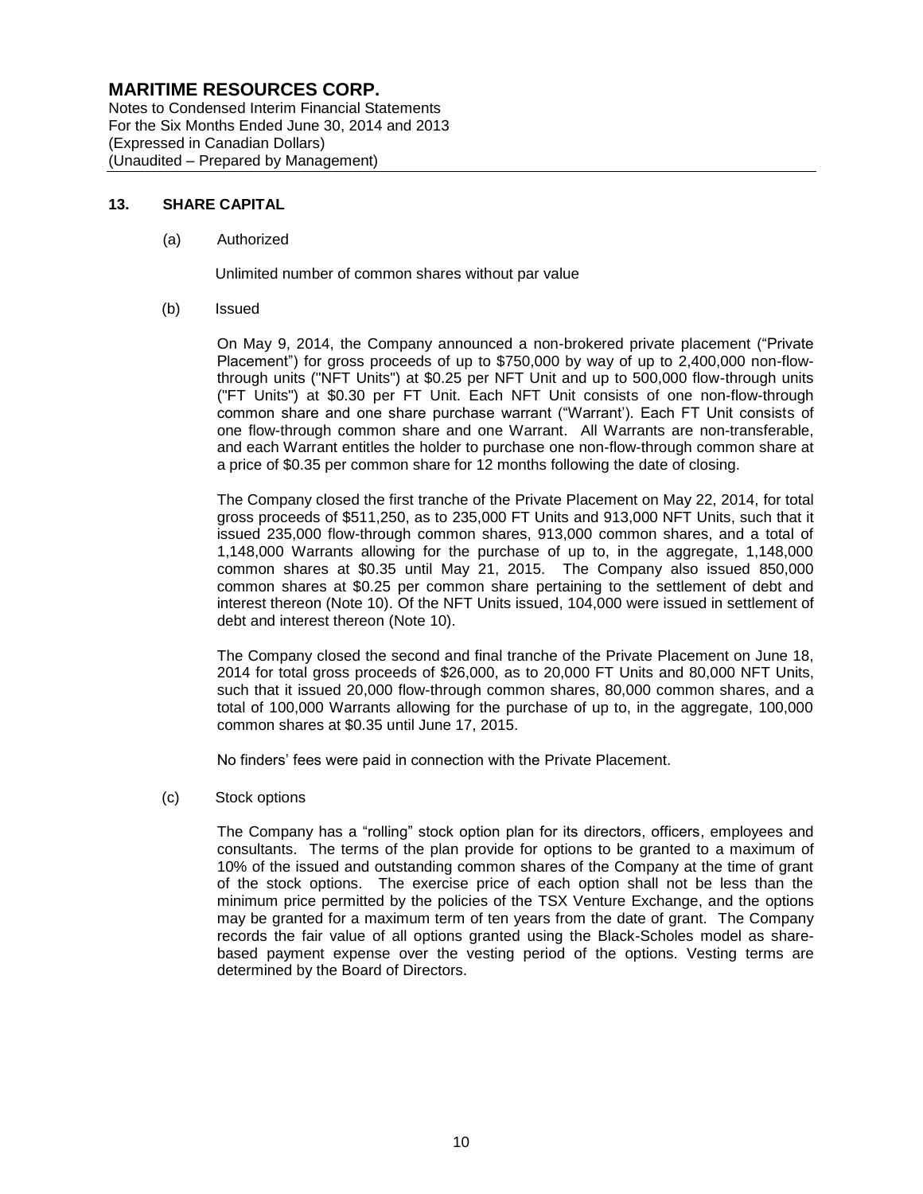# MARITIME RESOURCES CORP.

Notes to Condensed Interim Financial Statements
For the Six Months Ended June 30, 2014 and 2013
(Expressed in Canadian Dollars)
(Unaudited – Prepared by Management)

## 13. SHARE CAPITAL

(a) Authorized

Unlimited number of common shares without par value

(b) Issued

On May 9, 2014, the Company announced a non-brokered private placement ("Private Placement") for gross proceeds of up to $750,000 by way of up to 2,400,000 non-flow-through units ("NFT Units") at $0.25 per NFT Unit and up to 500,000 flow-through units ("FT Units") at $0.30 per FT Unit. Each NFT Unit consists of one non-flow-through common share and one share purchase warrant ("Warrant'). Each FT Unit consists of one flow-through common share and one Warrant. All Warrants are non-transferable, and each Warrant entitles the holder to purchase one non-flow-through common share at a price of $0.35 per common share for 12 months following the date of closing.

The Company closed the first tranche of the Private Placement on May 22, 2014, for total gross proceeds of $511,250, as to 235,000 FT Units and 913,000 NFT Units, such that it issued 235,000 flow-through common shares, 913,000 common shares, and a total of 1,148,000 Warrants allowing for the purchase of up to, in the aggregate, 1,148,000 common shares at $0.35 until May 21, 2015. The Company also issued 850,000 common shares at $0.25 per common share pertaining to the settlement of debt and interest thereon (Note 10). Of the NFT Units issued, 104,000 were issued in settlement of debt and interest thereon (Note 10).

The Company closed the second and final tranche of the Private Placement on June 18, 2014 for total gross proceeds of $26,000, as to 20,000 FT Units and 80,000 NFT Units, such that it issued 20,000 flow-through common shares, 80,000 common shares, and a total of 100,000 Warrants allowing for the purchase of up to, in the aggregate, 100,000 common shares at $0.35 until June 17, 2015.

No finders' fees were paid in connection with the Private Placement.

(c) Stock options

The Company has a "rolling" stock option plan for its directors, officers, employees and consultants. The terms of the plan provide for options to be granted to a maximum of 10% of the issued and outstanding common shares of the Company at the time of grant of the stock options. The exercise price of each option shall not be less than the minimum price permitted by the policies of the TSX Venture Exchange, and the options may be granted for a maximum term of ten years from the date of grant. The Company records the fair value of all options granted using the Black-Scholes model as share-based payment expense over the vesting period of the options. Vesting terms are determined by the Board of Directors.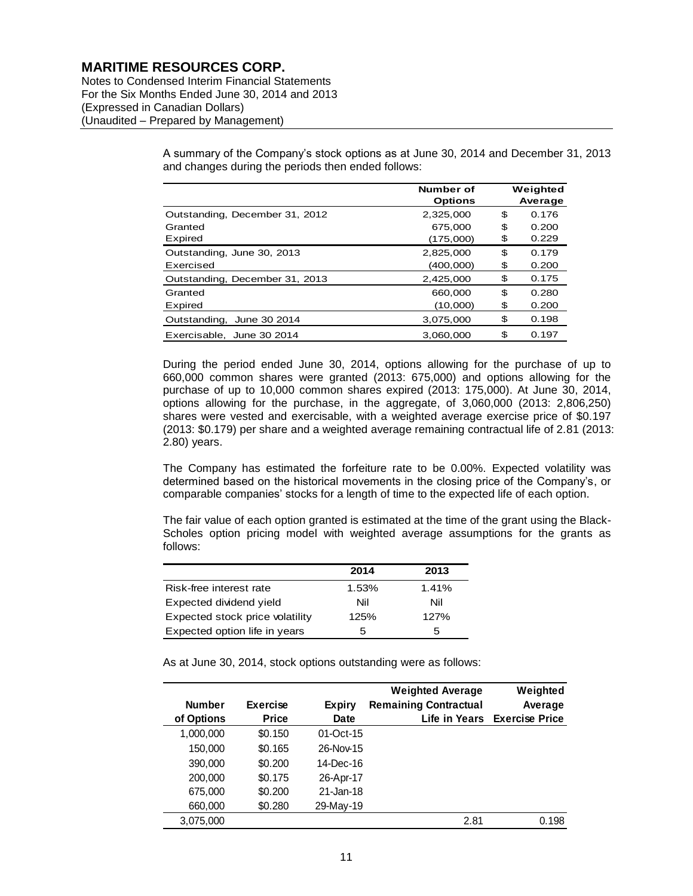A summary of the Company's stock options as at June 30, 2014 and December 31, 2013 and changes during the periods then ended follows:

| | Number of Options | Weighted Average |
|---|---|---|
| Outstanding, December 31, 2012 | 2,325,000 | $ 0.176 |
| Granted | 675,000 | $ 0.200 |
| Expired | (175,000) | $ 0.229 |
| Outstanding, June 30, 2013 | 2,825,000 | $ 0.179 |
| Exercised | (400,000) | $ 0.200 |
| Outstanding, December 31, 2013 | 2,425,000 | $ 0.175 |
| Granted | 660,000 | $ 0.280 |
| Expired | (10,000) | $ 0.200 |
| Outstanding, June 30 2014 | 3,075,000 | $ 0.198 |
| Exercisable, June 30 2014 | 3,060,000 | $ 0.197 |

During the period ended June 30, 2014, options allowing for the purchase of up to 660,000 common shares were granted (2013: 675,000) and options allowing for the purchase of up to 10,000 common shares expired (2013: 175,000). At June 30, 2014, options allowing for the purchase, in the aggregate, of 3,060,000 (2013: 2,806,250) shares were vested and exercisable, with a weighted average exercise price of $0.197 (2013: $0.179) per share and a weighted average remaining contractual life of 2.81 (2013: 2.80) years.

The Company has estimated the forfeiture rate to be 0.00%. Expected volatility was determined based on the historical movements in the closing price of the Company's, or comparable companies' stocks for a length of time to the expected life of each option.

The fair value of each option granted is estimated at the time of the grant using the Black-Scholes option pricing model with weighted average assumptions for the grants as follows:

| | 2014 | 2013 |
|---|---|---|
| Risk-free interest rate | 1.53% | 1.41% |
| Expected dividend yield | Nil | Nil |
| Expected stock price volatility | 125% | 127% |
| Expected option life in years | 5 | 5 |

As at June 30, 2014, stock options outstanding were as follows:

| Number of Options | Exercise Price | Expiry Date | Weighted Average Remaining Contractual Life in Years | Weighted Average Exercise Price |
|---|---|---|---|---|
| 1,000,000 | $0.150 | 01-Oct-15 | | |
| 150,000 | $0.165 | 26-Nov-15 | | |
| 390,000 | $0.200 | 14-Dec-16 | | |
| 200,000 | $0.175 | 26-Apr-17 | | |
| 675,000 | $0.200 | 21-Jan-18 | | |
| 660,000 | $0.280 | 29-May-19 | | |
| 3,075,000 | | | 2.81 | 0.198 |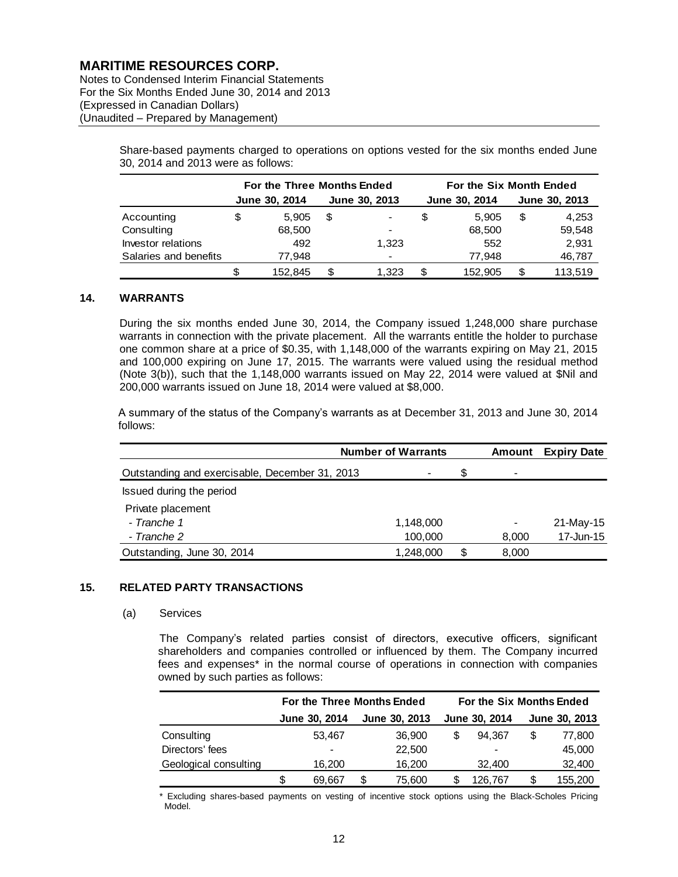Share-based payments charged to operations on options vested for the six months ended June 30, 2014 and 2013 were as follows:

| | For the Three Months Ended | | For the Six Month Ended | |
|---|---|---|---|---|
| | June 30, 2014 | June 30, 2013 | June 30, 2014 | June 30, 2013 |
| Accounting | $ 5,905 | $ - | $ 5,905 | $ 4,253 |
| Consulting | 68,500 | - | 68,500 | 59,548 |
| Investor relations | 492 | 1,323 | 552 | 2,931 |
| Salaries and benefits | 77,948 | - | 77,948 | 46,787 |
| | $ 152,845 | $ 1,323 | $ 152,905 | $ 113,519 |

## 14. WARRANTS

During the six months ended June 30, 2014, the Company issued 1,248,000 share purchase warrants in connection with the private placement. All the warrants entitle the holder to purchase one common share at a price of $0.35, with 1,148,000 of the warrants expiring on May 21, 2015 and 100,000 expiring on June 17, 2015. The warrants were valued using the residual method (Note 3(b)), such that the 1,148,000 warrants issued on May 22, 2014 were valued at $Nil and 200,000 warrants issued on June 18, 2014 were valued at $8,000.

A summary of the status of the Company's warrants as at December 31, 2013 and June 30, 2014 follows:

| | Number of Warrants | Amount | Expiry Date |
|---|---|---|---|
| Outstanding and exercisable, December 31, 2013 | - | $ - | |
| Issued during the period | | | |
| Private placement | | | |
| *- Tranche 1* | 1,148,000 | - | 21-May-15 |
| *- Tranche 2* | 100,000 | 8,000 | 17-Jun-15 |
| Outstanding, June 30, 2014 | 1,248,000 | $ 8,000 | |

## 15. RELATED PARTY TRANSACTIONS

### (a) Services

The Company's related parties consist of directors, executive officers, significant shareholders and companies controlled or influenced by them. The Company incurred fees and expenses* in the normal course of operations in connection with companies owned by such parties as follows:

| | For the Three Months Ended | | For the Six Months Ended | |
|---|---|---|---|---|
| | June 30, 2014 | June 30, 2013 | June 30, 2014 | June 30, 2013 |
| Consulting | 53,467 | 36,900 | $ 94,367 | $ 77,800 |
| Directors' fees | - | 22,500 | - | 45,000 |
| Geological consulting | 16,200 | 16,200 | 32,400 | 32,400 |
| | $ 69,667 | $ 75,600 | $ 126,767 | $ 155,200 |

* Excluding shares-based payments on vesting of incentive stock options using the Black-Scholes Pricing Model.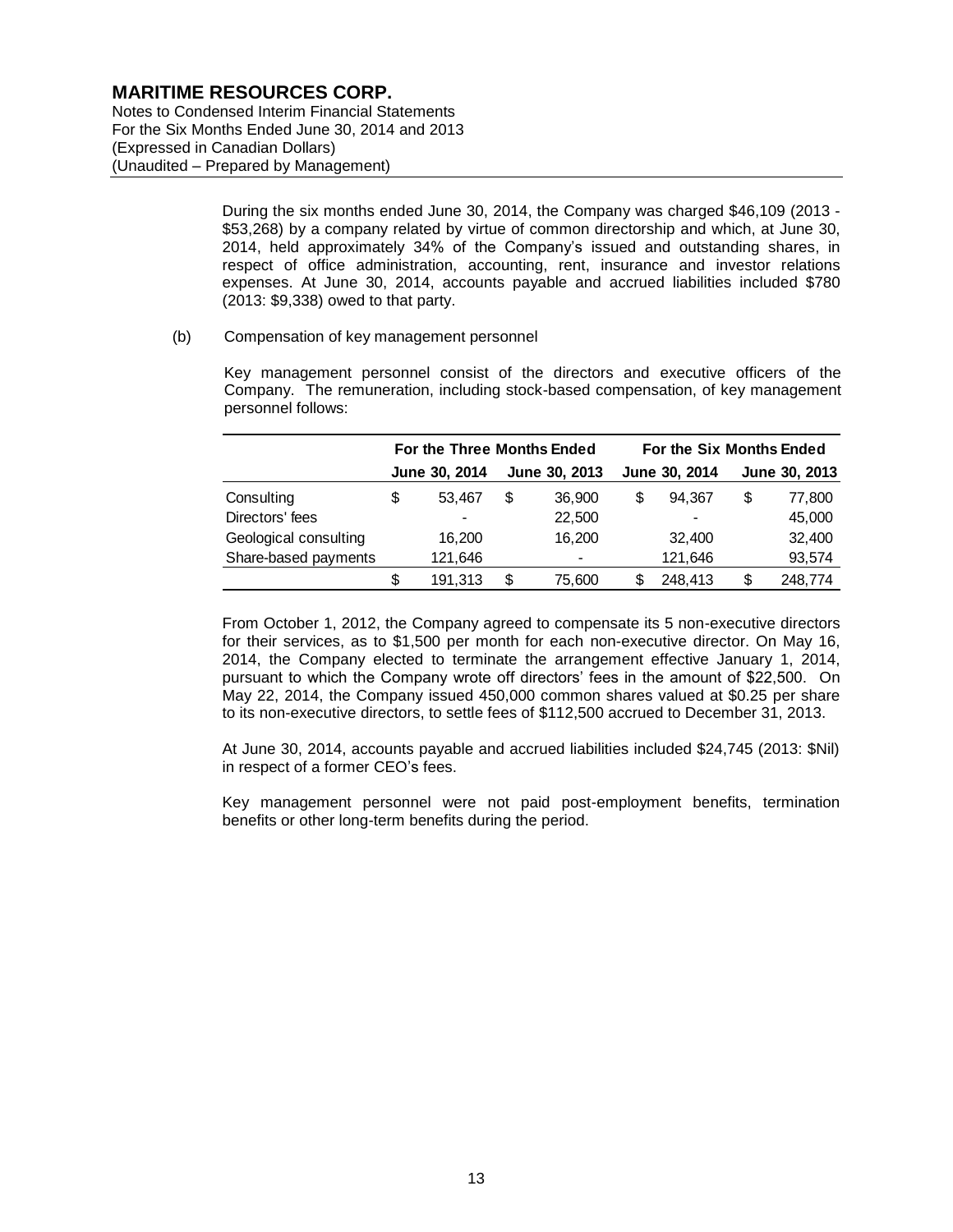During the six months ended June 30, 2014, the Company was charged $46,109 (2013 - $53,268) by a company related by virtue of common directorship and which, at June 30, 2014, held approximately 34% of the Company's issued and outstanding shares, in respect of office administration, accounting, rent, insurance and investor relations expenses. At June 30, 2014, accounts payable and accrued liabilities included $780 (2013: $9,338) owed to that party.

(b) Compensation of key management personnel

Key management personnel consist of the directors and executive officers of the Company. The remuneration, including stock-based compensation, of key management personnel follows:

| | For the Three Months Ended | | For the Six Months Ended | |
|---|---|---|---|---|
| | June 30, 2014 | June 30, 2013 | June 30, 2014 | June 30, 2013 |
| Consulting | $ 53,467 | $ 36,900 | $ 94,367 | $ 77,800 |
| Directors' fees | - | 22,500 | - | 45,000 |
| Geological consulting | 16,200 | 16,200 | 32,400 | 32,400 |
| Share-based payments | 121,646 | - | 121,646 | 93,574 |
| | $ 191,313 | $ 75,600 | $ 248,413 | $ 248,774 |

From October 1, 2012, the Company agreed to compensate its 5 non-executive directors for their services, as to $1,500 per month for each non-executive director. On May 16, 2014, the Company elected to terminate the arrangement effective January 1, 2014, pursuant to which the Company wrote off directors' fees in the amount of $22,500. On May 22, 2014, the Company issued 450,000 common shares valued at $0.25 per share to its non-executive directors, to settle fees of $112,500 accrued to December 31, 2013.

At June 30, 2014, accounts payable and accrued liabilities included $24,745 (2013: $Nil) in respect of a former CEO's fees.

Key management personnel were not paid post-employment benefits, termination benefits or other long-term benefits during the period.